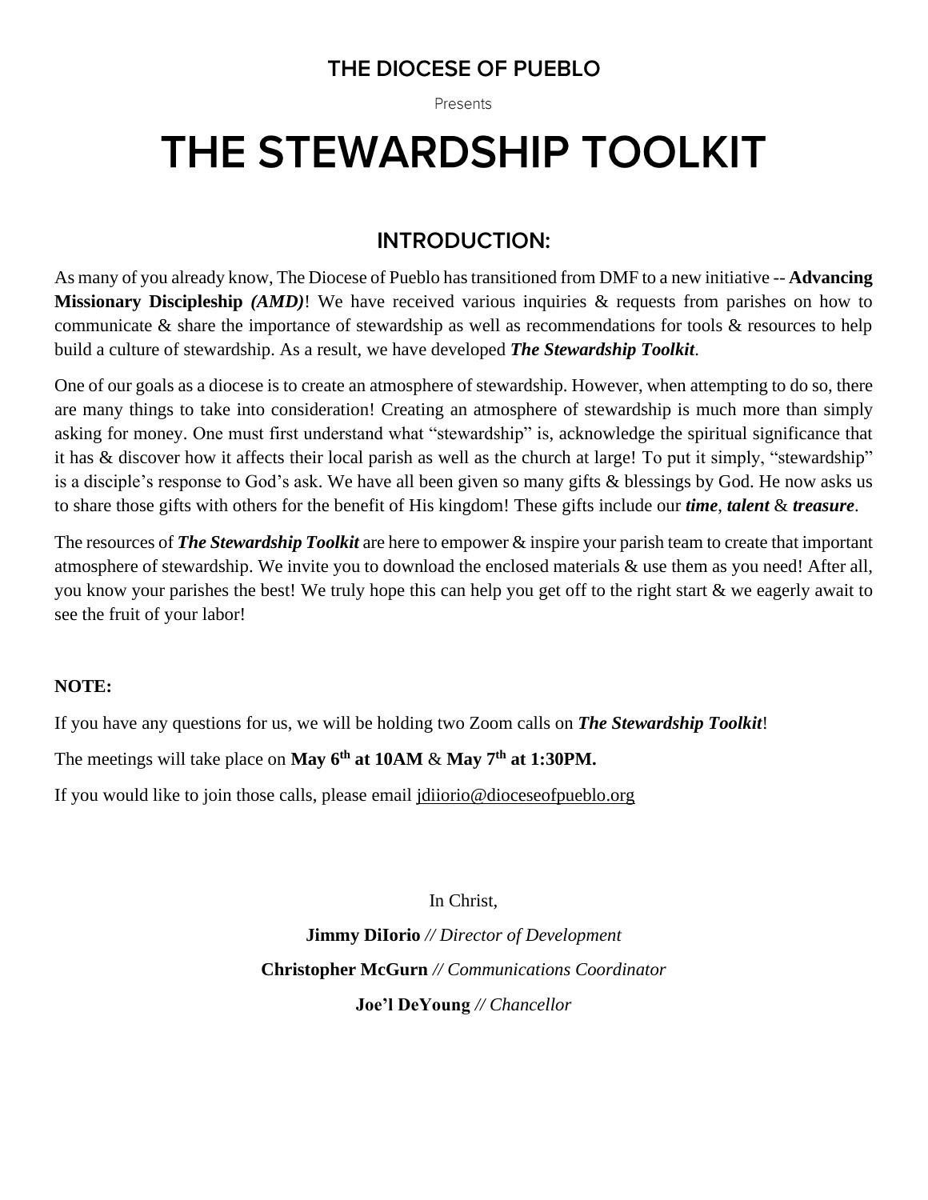## THE DIOCESE OF PUEBLO

Presents

# THE STEWARDSHIP TOOLKIT

## INTRODUCTION:

As many of you already know, The Diocese of Pueblo has transitioned from DMF to a new initiative -- **Advancing Missionary Discipleship *(AMD)***! We have received various inquiries & requests from parishes on how to communicate & share the importance of stewardship as well as recommendations for tools & resources to help build a culture of stewardship. As a result, we have developed ***The Stewardship Toolkit***.

One of our goals as a diocese is to create an atmosphere of stewardship. However, when attempting to do so, there are many things to take into consideration! Creating an atmosphere of stewardship is much more than simply asking for money. One must first understand what "stewardship" is, acknowledge the spiritual significance that it has & discover how it affects their local parish as well as the church at large! To put it simply, "stewardship" is a disciple's response to God's ask. We have all been given so many gifts & blessings by God. He now asks us to share those gifts with others for the benefit of His kingdom! These gifts include our ***time***, ***talent*** & ***treasure***.

The resources of ***The Stewardship Toolkit*** are here to empower & inspire your parish team to create that important atmosphere of stewardship. We invite you to download the enclosed materials & use them as you need! After all, you know your parishes the best! We truly hope this can help you get off to the right start & we eagerly await to see the fruit of your labor!

**NOTE:**

If you have any questions for us, we will be holding two Zoom calls on ***The Stewardship Toolkit***!

The meetings will take place on **May 6th at 10AM** & **May 7th at 1:30PM.**

If you would like to join those calls, please email jdiiorio@dioceseofpueblo.org

In Christ,

**Jimmy DiIorio** *// Director of Development*

**Christopher McGurn** *// Communications Coordinator*

**Joe'l DeYoung** *// Chancellor*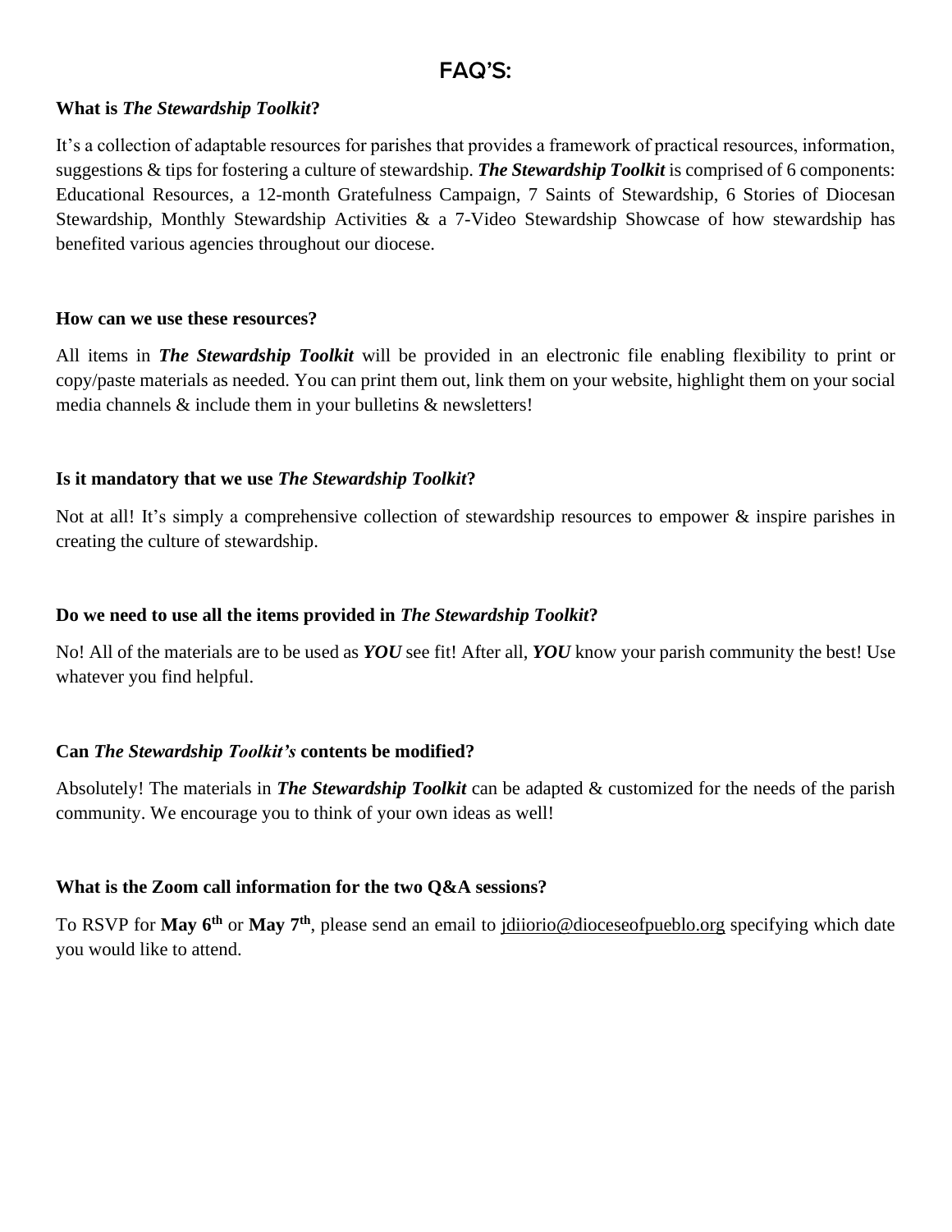# FAQ'S:

**What is *The Stewardship Toolkit*?**

It's a collection of adaptable resources for parishes that provides a framework of practical resources, information, suggestions & tips for fostering a culture of stewardship. ***The Stewardship Toolkit*** is comprised of 6 components: Educational Resources, a 12-month Gratefulness Campaign, 7 Saints of Stewardship, 6 Stories of Diocesan Stewardship, Monthly Stewardship Activities & a 7-Video Stewardship Showcase of how stewardship has benefited various agencies throughout our diocese.

**How can we use these resources?**

All items in ***The Stewardship Toolkit*** will be provided in an electronic file enabling flexibility to print or copy/paste materials as needed. You can print them out, link them on your website, highlight them on your social media channels & include them in your bulletins & newsletters!

**Is it mandatory that we use *The Stewardship Toolkit*?**

Not at all! It's simply a comprehensive collection of stewardship resources to empower & inspire parishes in creating the culture of stewardship.

**Do we need to use all the items provided in *The Stewardship Toolkit*?**

No! All of the materials are to be used as ***YOU*** see fit! After all, ***YOU*** know your parish community the best! Use whatever you find helpful.

**Can *The Stewardship Toolkit's* contents be modified?**

Absolutely! The materials in ***The Stewardship Toolkit*** can be adapted & customized for the needs of the parish community. We encourage you to think of your own ideas as well!

**What is the Zoom call information for the two Q&A sessions?**

To RSVP for **May 6th** or **May 7th**, please send an email to jdiiorio@dioceseofpueblo.org specifying which date you would like to attend.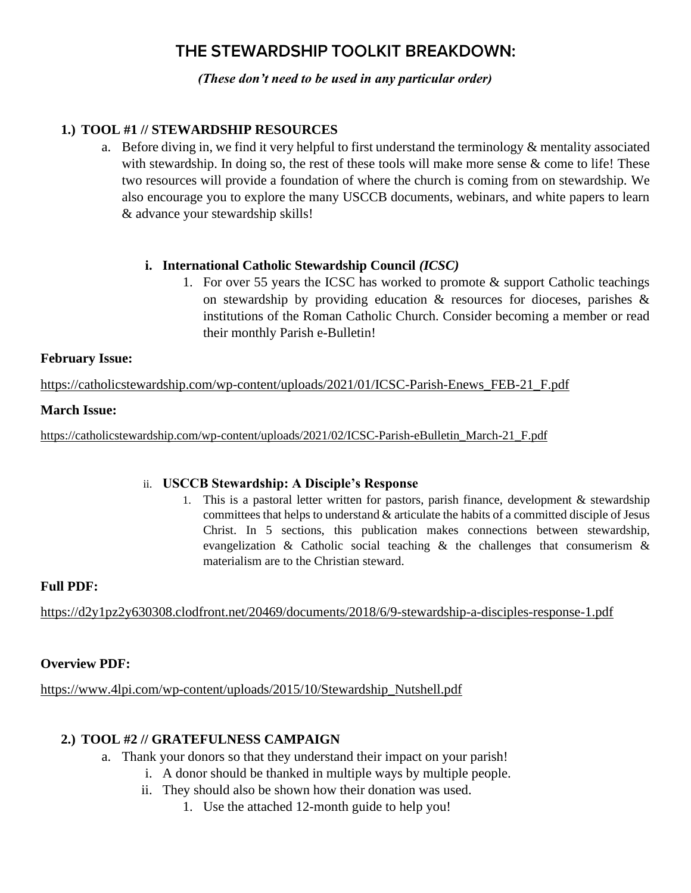# THE STEWARDSHIP TOOLKIT BREAKDOWN:

***(These don't need to be used in any particular order)***

1.) **TOOL #1 // STEWARDSHIP RESOURCES**

  a. Before diving in, we find it very helpful to first understand the terminology & mentality associated with stewardship. In doing so, the rest of these tools will make more sense & come to life! These two resources will provide a foundation of where the church is coming from on stewardship. We also encourage you to explore the many USCCB documents, webinars, and white papers to learn & advance your stewardship skills!

    i. **International Catholic Stewardship Council *(ICSC)***

      1. For over 55 years the ICSC has worked to promote & support Catholic teachings on stewardship by providing education & resources for dioceses, parishes & institutions of the Roman Catholic Church. Consider becoming a member or read their monthly Parish e-Bulletin!

**February Issue:**

https://catholicstewardship.com/wp-content/uploads/2021/01/ICSC-Parish-Enews_FEB-21_F.pdf

**March Issue:**

https://catholicstewardship.com/wp-content/uploads/2021/02/ICSC-Parish-eBulletin_March-21_F.pdf

    ii. **USCCB Stewardship: A Disciple's Response**

      1. This is a pastoral letter written for pastors, parish finance, development & stewardship committees that helps to understand & articulate the habits of a committed disciple of Jesus Christ. In 5 sections, this publication makes connections between stewardship, evangelization & Catholic social teaching & the challenges that consumerism & materialism are to the Christian steward.

**Full PDF:**

https://d2y1pz2y630308.clodfront.net/20469/documents/2018/6/9-stewardship-a-disciples-response-1.pdf

**Overview PDF:**

https://www.4lpi.com/wp-content/uploads/2015/10/Stewardship_Nutshell.pdf

2.) **TOOL #2 // GRATEFULNESS CAMPAIGN**

  a. Thank your donors so that they understand their impact on your parish!

    i. A donor should be thanked in multiple ways by multiple people.

    ii. They should also be shown how their donation was used.

      1. Use the attached 12-month guide to help you!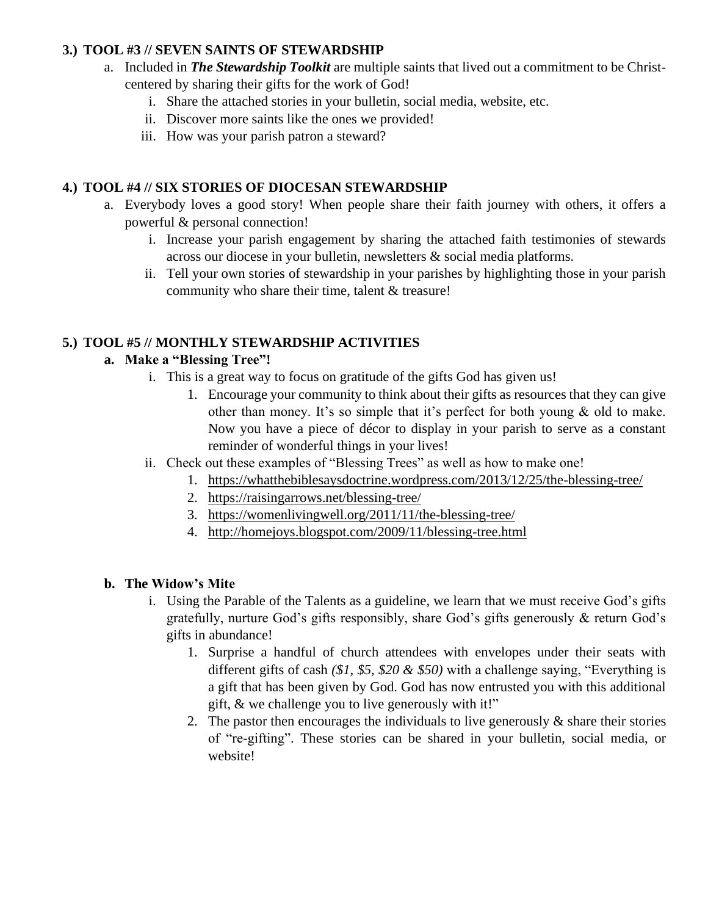## 3.) TOOL #3 // SEVEN SAINTS OF STEWARDSHIP

a. Included in ***The Stewardship Toolkit*** are multiple saints that lived out a commitment to be Christ-centered by sharing their gifts for the work of God!
   i. Share the attached stories in your bulletin, social media, website, etc.
   ii. Discover more saints like the ones we provided!
   iii. How was your parish patron a steward?

## 4.) TOOL #4 // SIX STORIES OF DIOCESAN STEWARDSHIP

a. Everybody loves a good story! When people share their faith journey with others, it offers a powerful & personal connection!
   i. Increase your parish engagement by sharing the attached faith testimonies of stewards across our diocese in your bulletin, newsletters & social media platforms.
   ii. Tell your own stories of stewardship in your parishes by highlighting those in your parish community who share their time, talent & treasure!

## 5.) TOOL #5 // MONTHLY STEWARDSHIP ACTIVITIES

**a. Make a "Blessing Tree"!**

i. This is a great way to focus on gratitude of the gifts God has given us!
   1. Encourage your community to think about their gifts as resources that they can give other than money. It's so simple that it's perfect for both young & old to make. Now you have a piece of décor to display in your parish to serve as a constant reminder of wonderful things in your lives!

ii. Check out these examples of "Blessing Trees" as well as how to make one!
   1. https://whatthebiblesaysdoctrine.wordpress.com/2013/12/25/the-blessing-tree/
   2. https://raisingarrows.net/blessing-tree/
   3. https://womenlivingwell.org/2011/11/the-blessing-tree/
   4. http://homejoys.blogspot.com/2009/11/blessing-tree.html

**b. The Widow's Mite**

i. Using the Parable of the Talents as a guideline, we learn that we must receive God's gifts gratefully, nurture God's gifts responsibly, share God's gifts generously & return God's gifts in abundance!
   1. Surprise a handful of church attendees with envelopes under their seats with different gifts of cash *($1, $5, $20 & $50)* with a challenge saying, "Everything is a gift that has been given by God. God has now entrusted you with this additional gift, & we challenge you to live generously with it!"
   2. The pastor then encourages the individuals to live generously & share their stories of "re-gifting". These stories can be shared in your bulletin, social media, or website!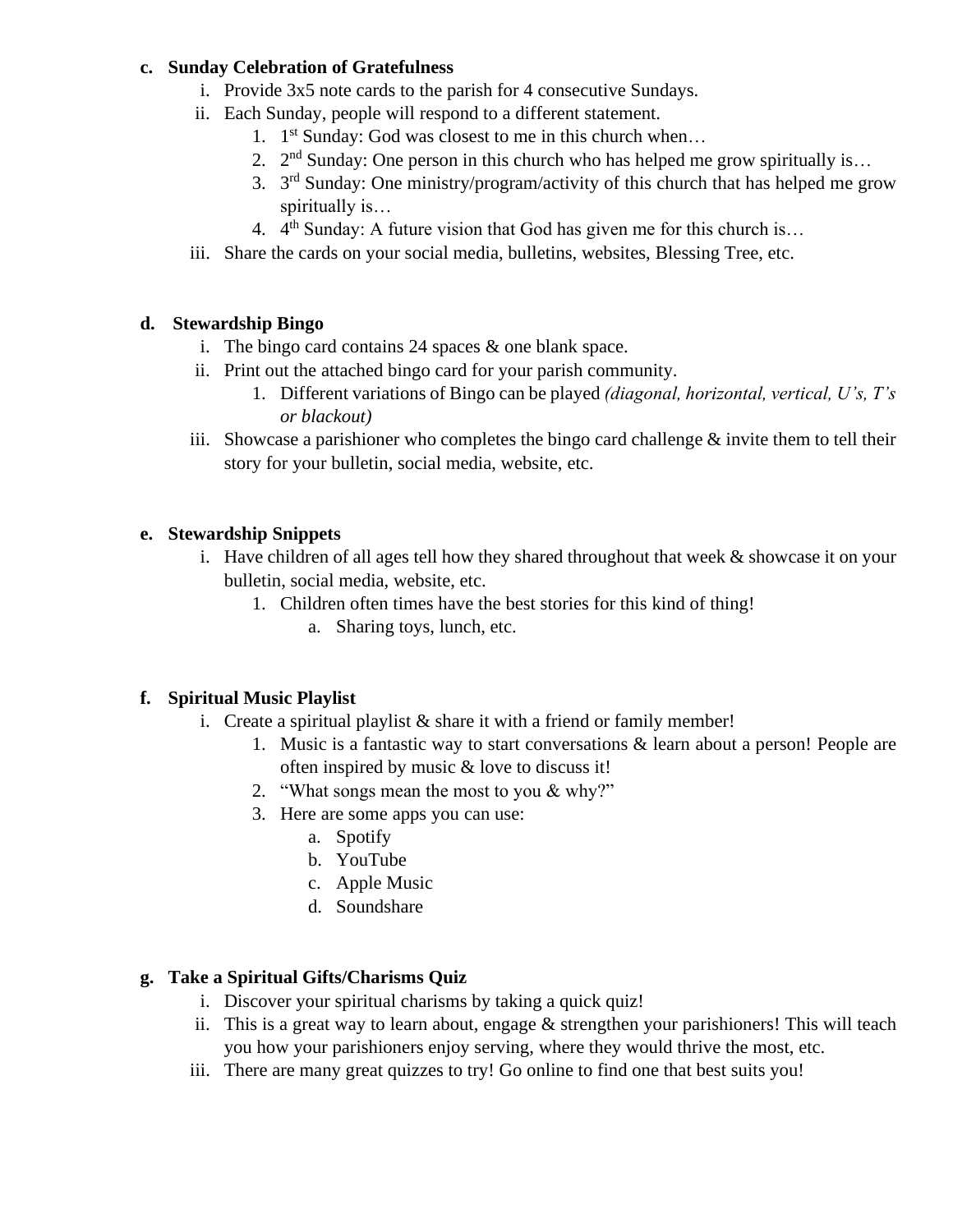c. **Sunday Celebration of Gratefulness**
   i. Provide 3x5 note cards to the parish for 4 consecutive Sundays.
   ii. Each Sunday, people will respond to a different statement.
      1. 1st Sunday: God was closest to me in this church when…
      2. 2nd Sunday: One person in this church who has helped me grow spiritually is…
      3. 3rd Sunday: One ministry/program/activity of this church that has helped me grow spiritually is…
      4. 4th Sunday: A future vision that God has given me for this church is…
   iii. Share the cards on your social media, bulletins, websites, Blessing Tree, etc.

d. **Stewardship Bingo**
   i. The bingo card contains 24 spaces & one blank space.
   ii. Print out the attached bingo card for your parish community.
      1. Different variations of Bingo can be played *(diagonal, horizontal, vertical, U's, T's or blackout)*
   iii. Showcase a parishioner who completes the bingo card challenge & invite them to tell their story for your bulletin, social media, website, etc.

e. **Stewardship Snippets**
   i. Have children of all ages tell how they shared throughout that week & showcase it on your bulletin, social media, website, etc.
      1. Children often times have the best stories for this kind of thing!
         a. Sharing toys, lunch, etc.

f. **Spiritual Music Playlist**
   i. Create a spiritual playlist & share it with a friend or family member!
      1. Music is a fantastic way to start conversations & learn about a person! People are often inspired by music & love to discuss it!
      2. "What songs mean the most to you & why?"
      3. Here are some apps you can use:
         a. Spotify
         b. YouTube
         c. Apple Music
         d. Soundshare

g. **Take a Spiritual Gifts/Charisms Quiz**
   i. Discover your spiritual charisms by taking a quick quiz!
   ii. This is a great way to learn about, engage & strengthen your parishioners! This will teach you how your parishioners enjoy serving, where they would thrive the most, etc.
   iii. There are many great quizzes to try! Go online to find one that best suits you!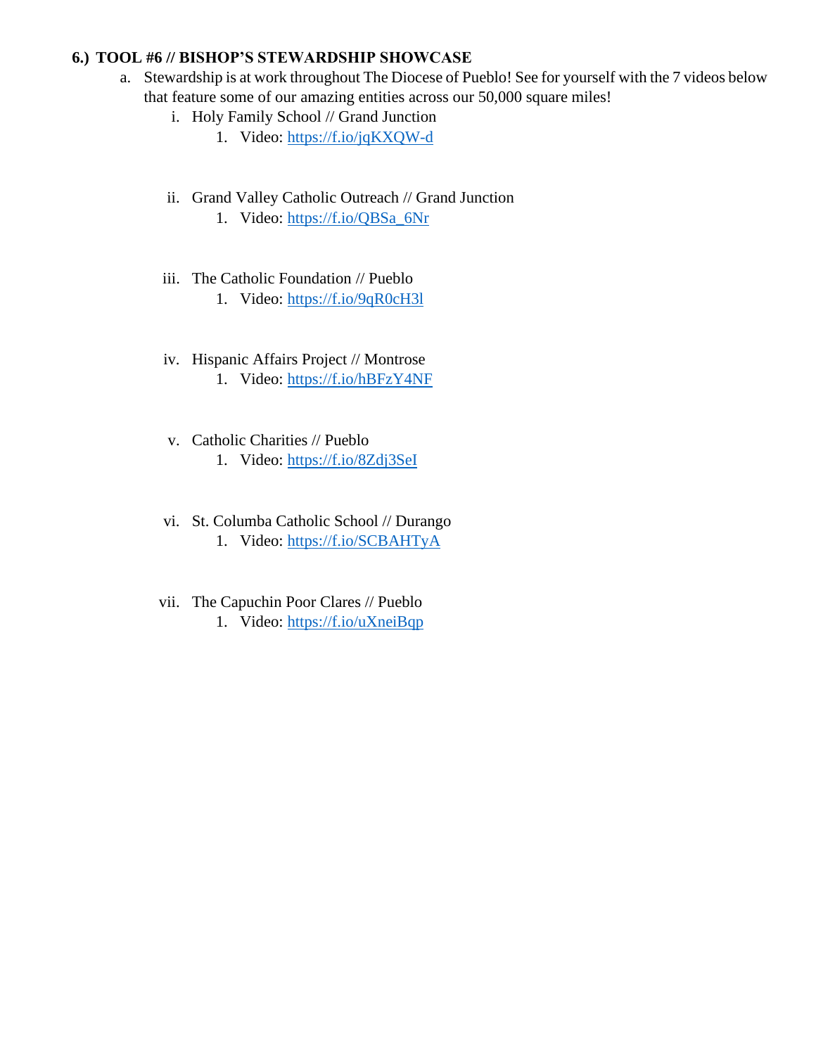## 6.) TOOL #6 // BISHOP'S STEWARDSHIP SHOWCASE

a. Stewardship is at work throughout The Diocese of Pueblo! See for yourself with the 7 videos below that feature some of our amazing entities across our 50,000 square miles!

   i. Holy Family School // Grand Junction
      1. Video: https://f.io/jqKXQW-d

   ii. Grand Valley Catholic Outreach // Grand Junction
      1. Video: https://f.io/QBSa_6Nr

   iii. The Catholic Foundation // Pueblo
      1. Video: https://f.io/9qR0cH3l

   iv. Hispanic Affairs Project // Montrose
      1. Video: https://f.io/hBFzY4NF

   v. Catholic Charities // Pueblo
      1. Video: https://f.io/8Zdj3SeI

   vi. St. Columba Catholic School // Durango
      1. Video: https://f.io/SCBAHTyA

   vii. The Capuchin Poor Clares // Pueblo
      1. Video: https://f.io/uXneiBqp